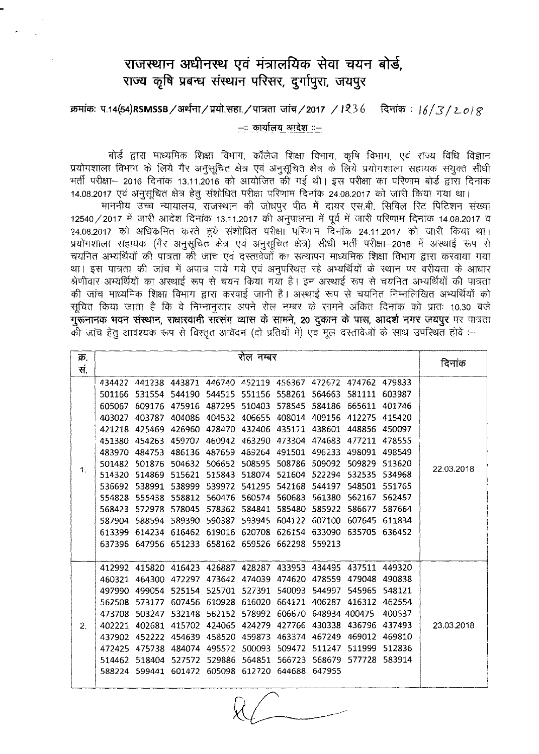# राजस्थान अधीनस्थ एवं मंत्रालयिक सेवा चयन बोर्ड,
# राज्य कृषि प्रबन्ध संस्थान परिसर, दुर्गापुरा, जयपुर

क्रमांकः प.14(54)RSMSSB/अर्थना/प्रयो.सहा./पात्रता जांच/2017 /1236    दिनांक : 16/3/2018

**-:: कार्यालय आदेश ::-**

बोर्ड द्वारा माध्यमिक शिक्षा विभाग, कॉलेज शिक्षा विभाग, कृषि विभाग, एवं राज्य विधि विज्ञान प्रयोगशाला विभाग के लिये गैर अनुसूचित क्षेत्र एवं अनुसूचित क्षेत्र के लिये प्रयोगशाला सहायक संयुक्त सीधी भर्ती परीक्षा– 2016 दिनांक 13.11.2016 को आयोजित की गई थी। इस परीक्षा का परिणाम बोर्ड द्वारा दिनांक 14.08.2017 एवं अनुसूचित क्षेत्र हेतु संशोधित परीक्षा परिणाम दिनांक 24.08.2017 को जारी किया गया था।

माननीय उच्च न्यायालय, राजस्थान की जोधपुर पीठ में दायर एस.बी. सिविल रिट पिटिशन संख्या 12540/2017 में जारी आदेश दिनांक 13.11.2017 की अनुपालना में पूर्व में जारी परिणाम दिनांक 14.08.2017 व 24.08.2017 को अधिक्रमित करते हुये संशोधित परीक्षा परिणाम दिनांक 24.11.2017 को जारी किया था। प्रयोगशाला सहायक (गैर अनुसूचित क्षेत्र एवं अनुसूचित क्षेत्र) सीधी भर्ती परीक्षा–2016 में अस्थाई रूप से चयनित अभ्यर्थियों की पात्रता की जांच एवं दस्तावेजों का सत्यापन माध्यमिक शिक्षा विभाग द्वारा करवाया गया था। इस पात्रता की जांच में अपात्र पाये गये एवं अनुपस्थित रहे अभ्यर्थियों के स्थान पर वरीयता के आधार श्रेणीवार अभ्यर्थियों का अस्थाई रूप से चयन किया गया है। इन अस्थाई रूप से चयनित अभ्यर्थियों की पात्रता की जांच माध्यमिक शिक्षा विभाग द्वारा करवाई जानी है। अस्थाई रूप से चयनित निम्नलिखित अभ्यर्थियों को सूचित किया जाता है कि वे निम्नानुसार अपने रोल नम्बर के सामने अंकित दिनांक को प्रातः 10.30 बजे **गुरूनानक भवन संस्थान, राधास्वामी सत्संग व्यास के सामने, 20 दुकान के पास, आदर्श नगर जयपुर** पर पात्रता की जांच हेतु आवश्यक रूप से विस्तृत आवेदन (दो प्रतियों में) एवं मूल दस्तावेजों के साथ उपस्थित होवें :–

| क्र. सं. | रोल नम्बर | दिनांक |
|---|---|---|
| 1. | 434422 441238 443871 446740 452119 456367 472672 474762 479833 501166 531554 544190 544515 551156 558261 564663 581111 603987 605067 609176 475916 487295 510403 578545 584186 665611 401746 403027 403787 404086 404532 406655 408014 409156 412275 415420 421218 425469 426960 428470 432406 435171 438601 448856 450097 451380 454263 459707 460942 463290 473304 474683 477211 478555 483970 484753 486136 487659 489264 491501 496233 498091 498549 501482 501876 504632 506652 508595 508786 509092 509829 513620 514320 514869 515621 515843 518074 521604 522294 532535 534968 536692 538991 538999 539972 541295 542168 544197 548501 551765 554828 555438 558812 560476 560574 560683 561380 562167 562457 568423 572978 578045 578362 584841 585480 585922 586677 587664 587904 588594 589390 590387 593945 604122 607100 607645 611834 613399 614234 616462 619016 620708 626154 633090 635705 636452 637396 647956 651233 658162 659526 662298 559213 | 22.03.2018 |
| 2. | 412992 415820 416423 426887 428287 433953 434495 437511 449320 460321 464300 472297 473642 474039 474620 478559 479048 490838 497990 499054 525154 525701 527391 540093 544997 545965 548121 562508 573177 607456 610928 616020 664121 406287 416312 462554 473708 503247 532148 562152 578992 606670 648934 400475 400537 402221 402681 415702 424065 424279 427766 430338 436796 437493 437902 452222 454639 458520 459873 463374 467249 469012 469810 472425 475738 484074 495572 500093 509472 511247 511999 512836 514462 518404 527572 529886 564851 566723 568679 577728 583914 588224 599441 601472 605098 612720 644688 647955 | 23.03.2018 |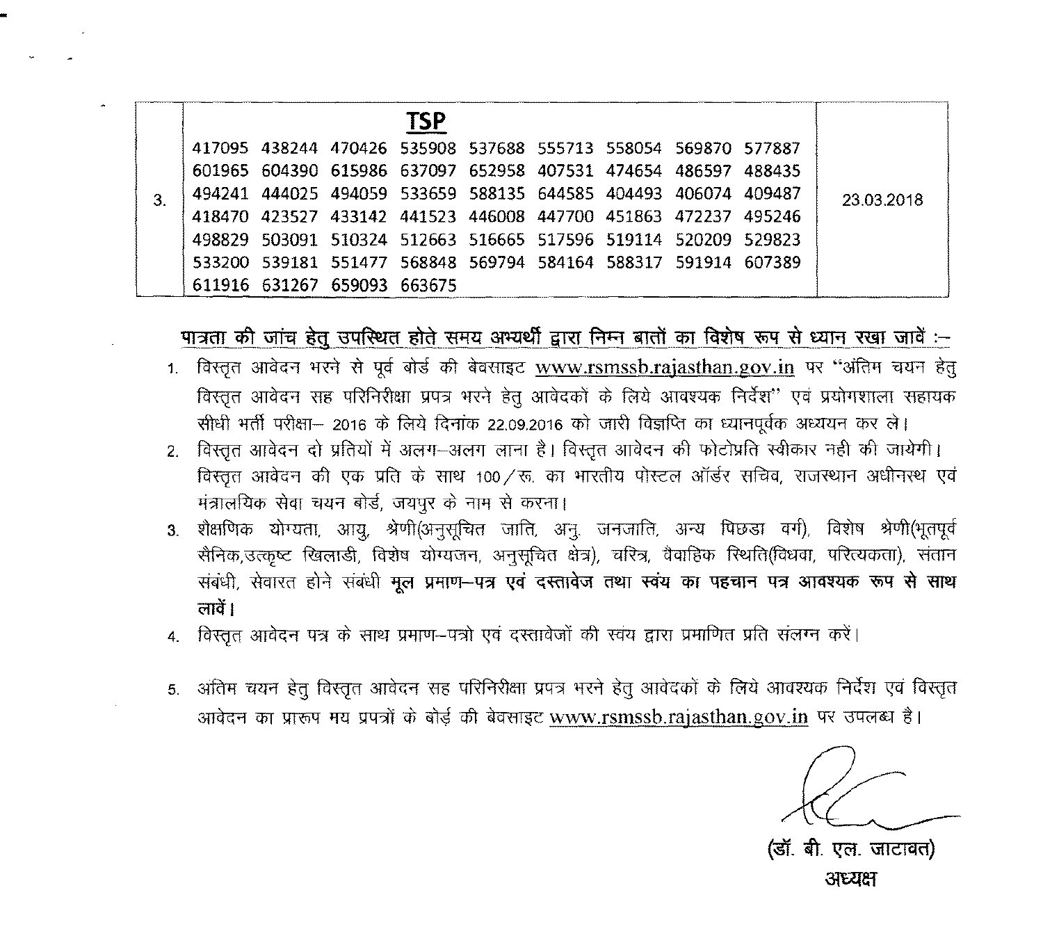| | | |
|---|---|---|
| 3. | **TSP**<br>417095 438244 470426 535908 537688 555713 558054 569870 577887<br>601965 604390 615986 637097 652958 407531 474654 486597 488435<br>494241 444025 494059 533659 588135 644585 404493 406074 409487<br>418470 423527 433142 441523 446008 447700 451863 472237 495246<br>498829 503091 510324 512663 516665 517596 519114 520209 529823<br>533200 539181 551477 568848 569794 584164 588317 591914 607389<br>611916 631267 659093 663675 | 23.03.2018 |

**पात्रता की जांच हेतु उपस्थित होते समय अभ्यर्थी द्वारा निम्न बातों का विशेष रूप से ध्यान रखा जावें :–**

1. विस्तृत आवेदन भरने से पूर्व बोर्ड की बेवसाइट www.rsmssb.rajasthan.gov.in पर "अंतिम चयन हेतु विस्तृत आवेदन सह परिनिरीक्षा प्रपत्र भरने हेतु आवेदकों के लिये आवश्यक निर्देश" एवं प्रयोगशाला सहायक सीधी भर्ती परीक्षा– 2016 के लिये दिनांक 22.09.2016 को जारी विज्ञप्ति का ध्यानपूर्वक अध्ययन कर ले।
2. विस्तृत आवेदन दो प्रतियों में अलग–अलग लाना है। विस्तृत आवेदन की फोटोप्रति स्वीकार नही की जायेगी। विस्तृत आवेदन की एक प्रति के साथ 100/रू. का भारतीय पोस्टल ऑर्डर सचिव, राजस्थान अधीनस्थ एवं मंत्रालयिक सेवा चयन बोर्ड, जयपुर के नाम से करना।
3. शैक्षणिक योग्यता, आयु, श्रेणी(अनुसूचित जाति, अनु. जनजाति, अन्य पिछड़ा वर्ग), विशेष श्रेणी(भूतपूर्व सैनिक,उत्कृष्ट खिलाडी, विशेष योग्यजन, अनुसूचित क्षेत्र), चरित्र, वैवाहिक स्थिति(विधवा, परित्यकता), संतान संबंधी, सेवारत होने संबंधी **मूल प्रमाण–पत्र एवं दस्तावेज तथा स्वंय का पहचान पत्र आवश्यक रूप से साथ लावें।**
4. विस्तृत आवेदन पत्र के साथ प्रमाण–पत्रो एवं दस्तावेजों की स्वंय द्वारा प्रमाणित प्रति संलग्न करें।
5. अंतिम चयन हेतु विस्तृत आवेदन सह परिनिरीक्षा प्रपत्र भरने हेतु आवेदकों के लिये आवश्यक निर्देश एवं विस्तृत आवेदन का प्रारूप मय प्रपत्रों के बोर्ड की बेवसाइट www.rsmssb.rajasthan.gov.in पर उपलब्ध है।

(डॉ. बी. एल. जाटावत)
अध्यक्ष